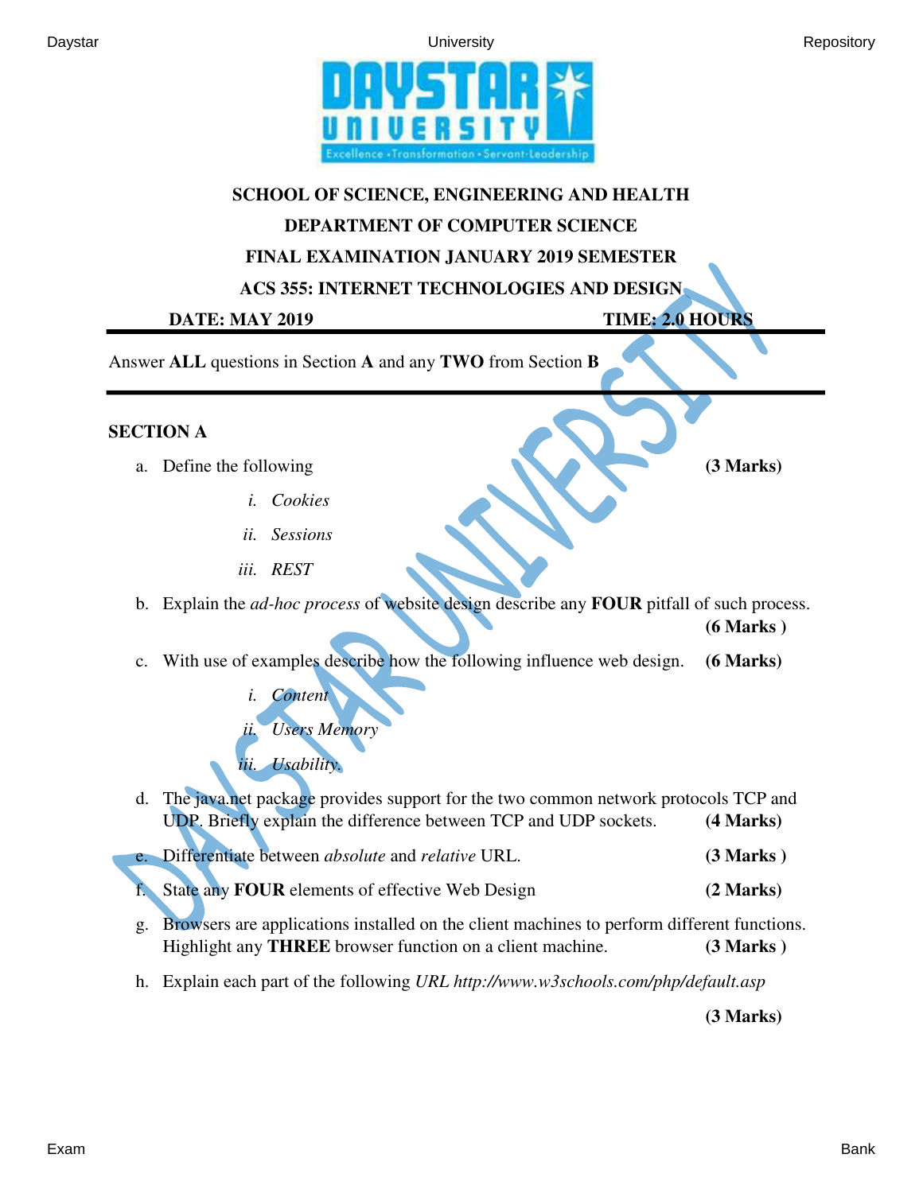**SCHOOL OF SCIENCE, ENGINEERING AND HEALTH**

**DEPARTMENT OF COMPUTER SCIENCE**

**FINAL EXAMINATION JANUARY 2019 SEMESTER**

**ACS 355: INTERNET TECHNOLOGIES AND DESIGN**

**DATE: MAY 2019** **TIME: 2.0 HOURS**

Answer **ALL** questions in Section **A** and any **TWO** from Section **B**

## SECTION A

a. Define the following **(3 Marks)**

  i. *Cookies*

  ii. *Sessions*

  iii. *REST*

b. Explain the *ad-hoc process* of website design describe any **FOUR** pitfall of such process. **(6 Marks )**

c. With use of examples describe how the following influence web design. **(6 Marks)**

  i. *Content*

  ii. *Users Memory*

  iii. *Usability.*

d. The java.net package provides support for the two common network protocols TCP and UDP. Briefly explain the difference between TCP and UDP sockets. **(4 Marks)**

e. Differentiate between *absolute* and *relative* URL. **(3 Marks )**

f. State any **FOUR** elements of effective Web Design **(2 Marks)**

g. Browsers are applications installed on the client machines to perform different functions. Highlight any **THREE** browser function on a client machine. **(3 Marks )**

h. Explain each part of the following *URL http://www.w3schools.com/php/default.asp*

**(3 Marks)**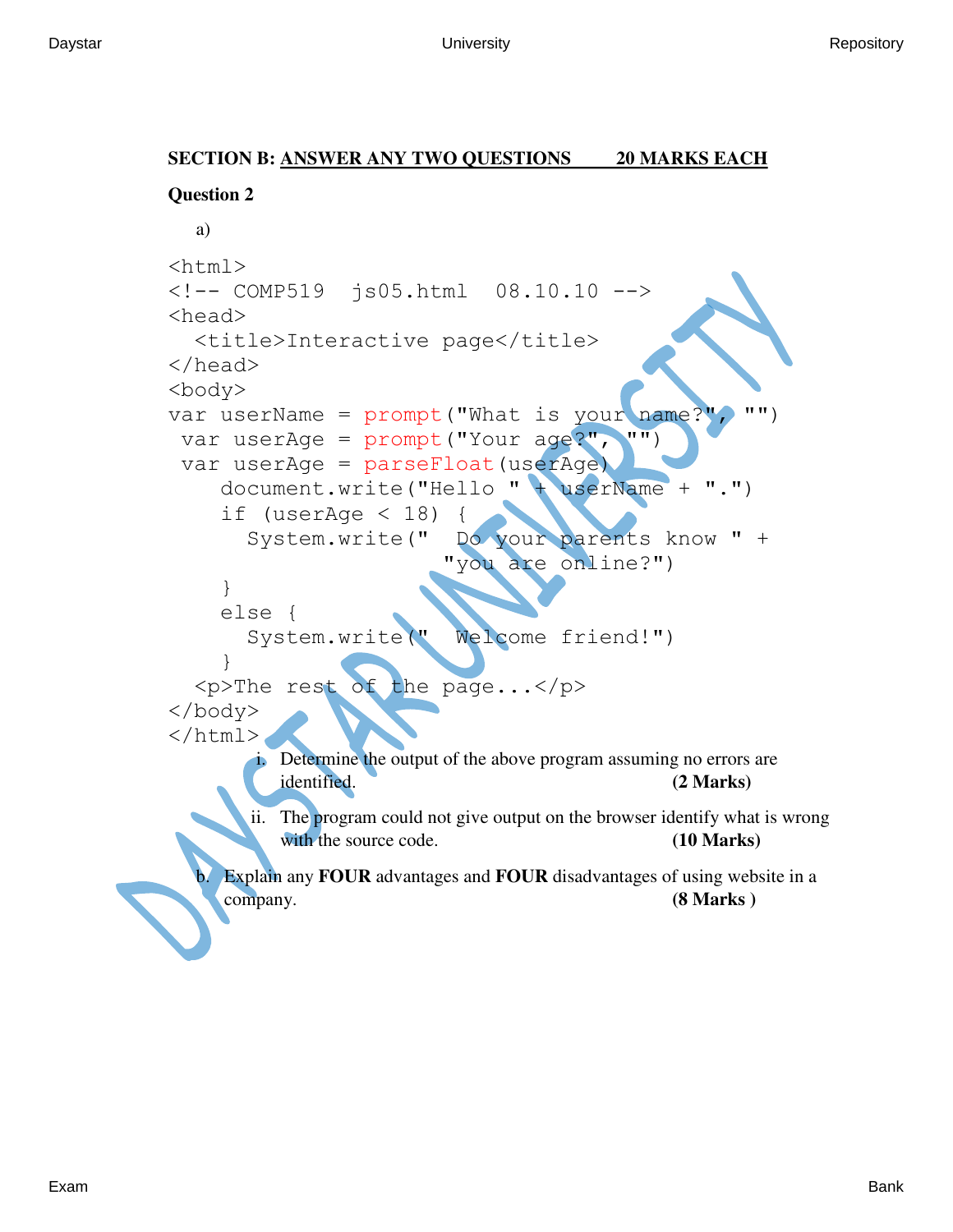**SECTION B: ANSWER ANY TWO QUESTIONS 20 MARKS EACH**

**Question 2**

a)

```
<html>
<!-- COMP519  js05.html  08.10.10 -->
<head>
  <title>Interactive page</title>
</head>
<body>
var userName = prompt("What is your name?", "")
 var userAge = prompt("Your age?", "")
 var userAge = parseFloat(userAge)
    document.write("Hello " + userName + ".")
    if (userAge < 18) {
      System.write("  Do your parents know " +
                              "you are online?")
    }
    else {
      System.write("  Welcome friend!")
    }
  <p>The rest of the page...</p>
</body>
</html>
```

i. Determine the output of the above program assuming no errors are identified. **(2 Marks)**

ii. The program could not give output on the browser identify what is wrong with the source code. **(10 Marks)**

b. Explain any **FOUR** advantages and **FOUR** disadvantages of using website in a company. **(8 Marks )**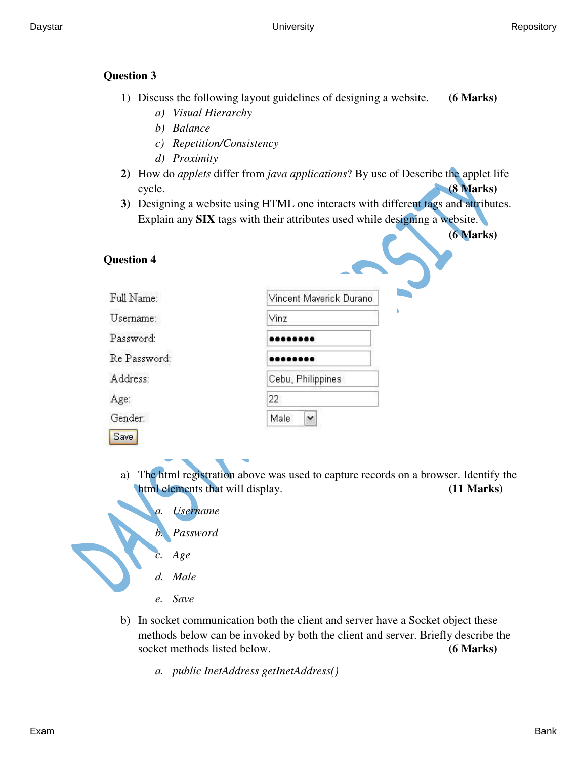**Question 3**

1) Discuss the following layout guidelines of designing a website. **(6 Marks)**
   a) *Visual Hierarchy*
   b) *Balance*
   c) *Repetition/Consistency*
   d) *Proximity*

2) How do *applets* differ from *java applications*? By use of Describe the applet life cycle. **(8 Marks)**

3) Designing a website using HTML one interacts with different tags and attributes. Explain any **SIX** tags with their attributes used while designing a website. **(6 Marks)**

**Question 4**

| | |
|---|---|
| Full Name: | Vincent Maverick Durano |
| Username: | Vinz |
| Password: | •••••••• |
| Re Password: | •••••••• |
| Address: | Cebu, Philippines |
| Age: | 22 |
| Gender: | Male |
| Save | |

a) The html registration above was used to capture records on a browser. Identify the html elements that will display. **(11 Marks)**

   a. *Username*
   b. *Password*
   c. *Age*
   d. *Male*
   e. *Save*

b) In socket communication both the client and server have a Socket object these methods below can be invoked by both the client and server. Briefly describe the socket methods listed below. **(6 Marks)**

   a. *public InetAddress getInetAddress()*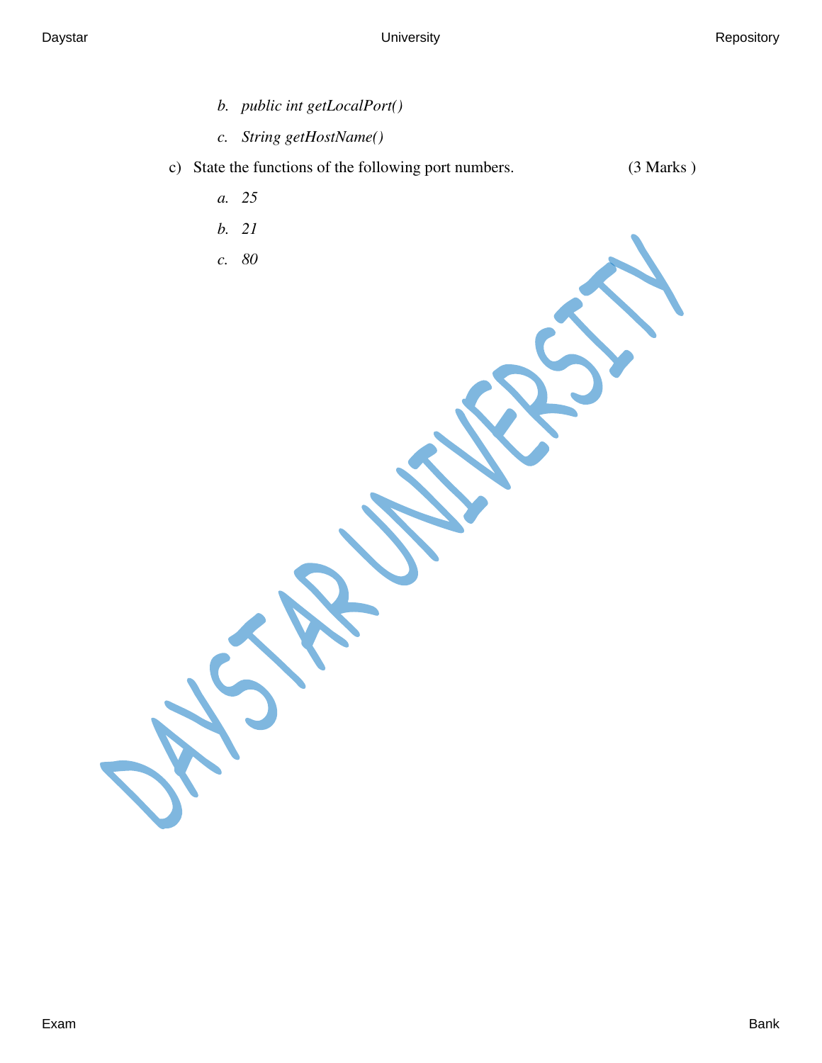b. *public int getLocalPort()*

c. *String getHostName()*

c) State the functions of the following port numbers. (3 Marks )

a. *25*

b. *21*

c. *80*